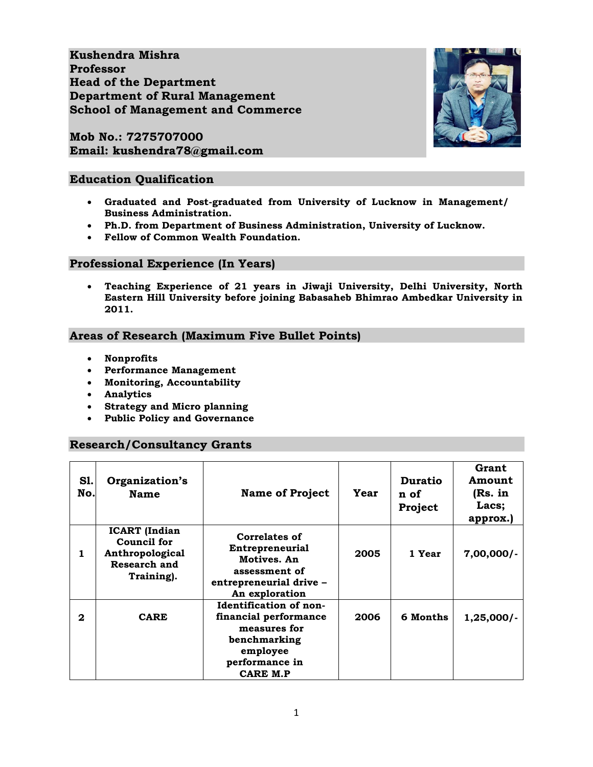**Kushendra Mishra**
**Professor**
**Head of the Department**
**Department of Rural Management**
**School of Management and Commerce**

**Mob No.: 7275707000**
**Email: kushendra78@gmail.com**

## Education Qualification

- **Graduated and Post-graduated from University of Lucknow in Management/ Business Administration.**
- **Ph.D. from Department of Business Administration, University of Lucknow.**
- **Fellow of Common Wealth Foundation.**

## Professional Experience (In Years)

- **Teaching Experience of 21 years in Jiwaji University, Delhi University, North Eastern Hill University before joining Babasaheb Bhimrao Ambedkar University in 2011.**

## Areas of Research (Maximum Five Bullet Points)

- **Nonprofits**
- **Performance Management**
- **Monitoring, Accountability**
- **Analytics**
- **Strategy and Micro planning**
- **Public Policy and Governance**

## Research/Consultancy Grants

| Sl. No. | Organization's Name | Name of Project | Year | Duration of Project | Grant Amount (Rs. in Lacs; approx.) |
|---|---|---|---|---|---|
| 1 | ICART (Indian Council for Anthropological Research and Training). | Correlates of Entrepreneurial Motives. An assessment of entrepreneurial drive – An exploration | 2005 | 1 Year | 7,00,000/- |
| 2 | CARE | Identification of non-financial performance measures for benchmarking employee performance in CARE M.P | 2006 | 6 Months | 1,25,000/- |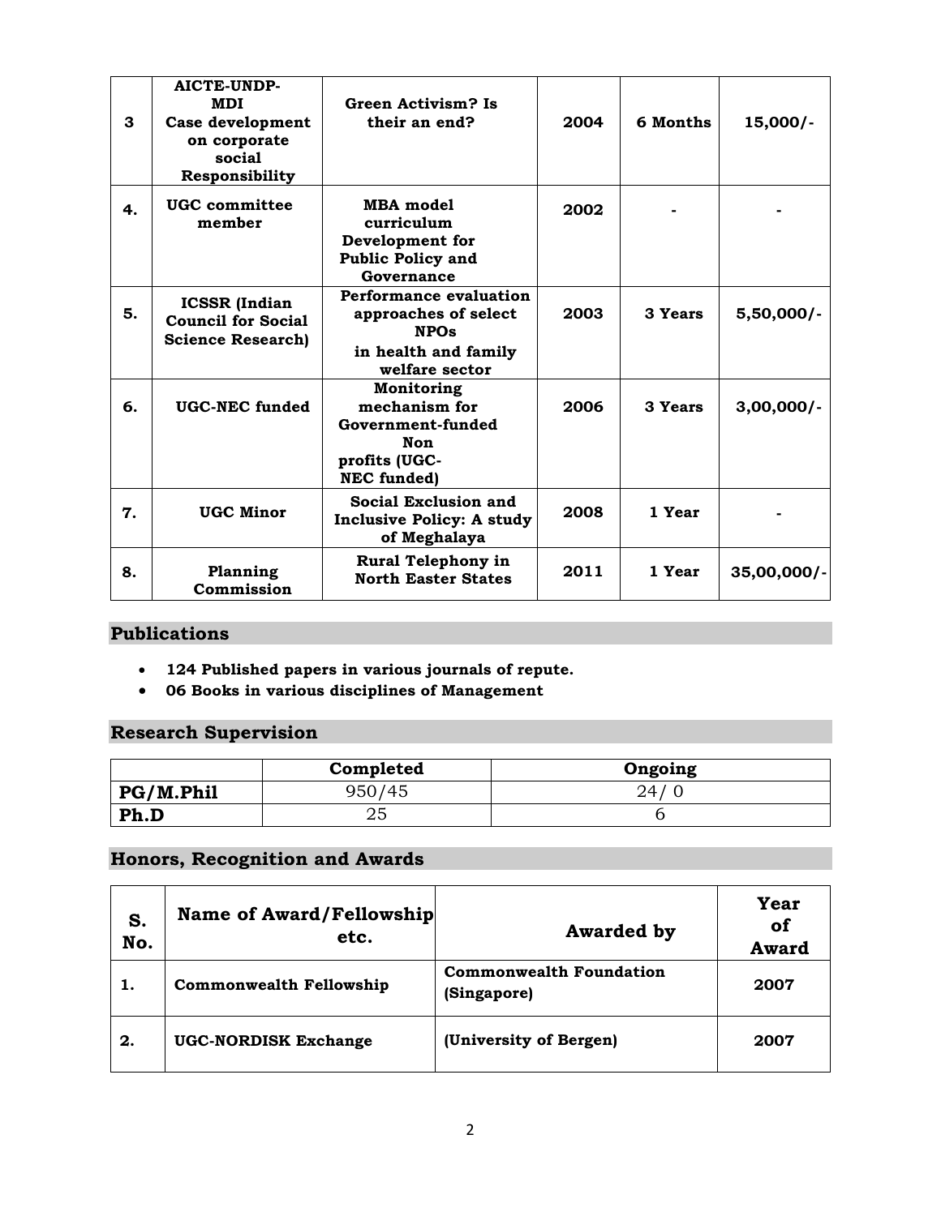| 3 | **AICTE-UNDP-MDI Case development on corporate social Responsibility** | **Green Activism? Is their an end?** | **2004** | **6 Months** | **15,000/-** |
|---|---|---|---|---|---|
| **4.** | **UGC committee member** | **MBA model curriculum Development for Public Policy and Governance** | **2002** | **-** | **-** |
| **5.** | **ICSSR (Indian Council for Social Science Research)** | **Performance evaluation approaches of select NPOs in health and family welfare sector** | **2003** | **3 Years** | **5,50,000/-** |
| **6.** | **UGC-NEC funded** | **Monitoring mechanism for Government-funded Non profits (UGC-NEC funded)** | **2006** | **3 Years** | **3,00,000/-** |
| **7.** | **UGC Minor** | **Social Exclusion and Inclusive Policy: A study of Meghalaya** | **2008** | **1 Year** | **-** |
| **8.** | **Planning Commission** | **Rural Telephony in North Easter States** | **2011** | **1 Year** | **35,00,000/-** |

## Publications

- **124 Published papers in various journals of repute.**
- **06 Books in various disciplines of Management**

## Research Supervision

| | **Completed** | **Ongoing** |
|---|---|---|
| **PG/M.Phil** | 950/45 | 24/ 0 |
| **Ph.D** | 25 | 6 |

## Honors, Recognition and Awards

| **S. No.** | **Name of Award/Fellowship etc.** | **Awarded by** | **Year of Award** |
|---|---|---|---|
| **1.** | **Commonwealth Fellowship** | **Commonwealth Foundation (Singapore)** | **2007** |
| **2.** | **UGC-NORDISK Exchange** | **(University of Bergen)** | **2007** |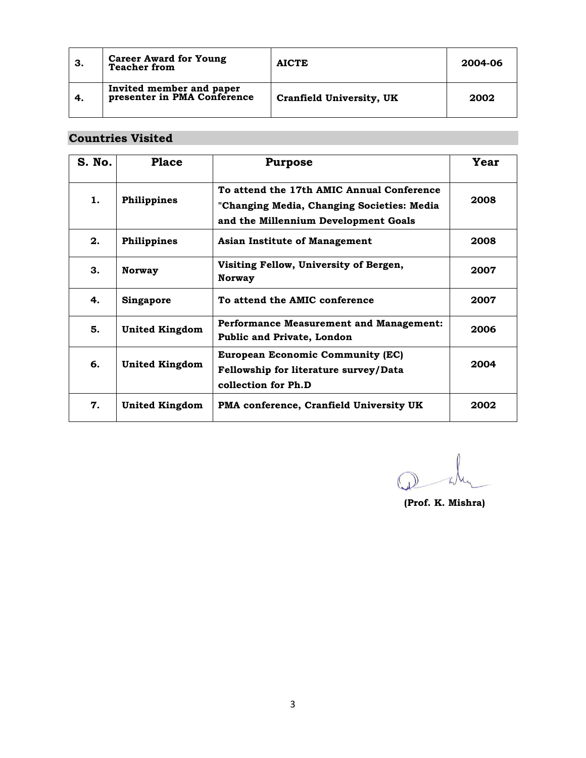| | | | |
|---|---|---|---|
| 3. | Career Award for Young Teacher from | AICTE | 2004-06 |
| 4. | Invited member and paper presenter in PMA Conference | Cranfield University, UK | 2002 |

## Countries Visited

| S. No. | Place | Purpose | Year |
|---|---|---|---|
| 1. | Philippines | To attend the 17th AMIC Annual Conference "Changing Media, Changing Societies: Media and the Millennium Development Goals | 2008 |
| 2. | Philippines | Asian Institute of Management | 2008 |
| 3. | Norway | Visiting Fellow, University of Bergen, Norway | 2007 |
| 4. | Singapore | To attend the AMIC conference | 2007 |
| 5. | United Kingdom | Performance Measurement and Management: Public and Private, London | 2006 |
| 6. | United Kingdom | European Economic Community (EC) Fellowship for literature survey/Data collection for Ph.D | 2004 |
| 7. | United Kingdom | PMA conference, Cranfield University UK | 2002 |

**(Prof. K. Mishra)**